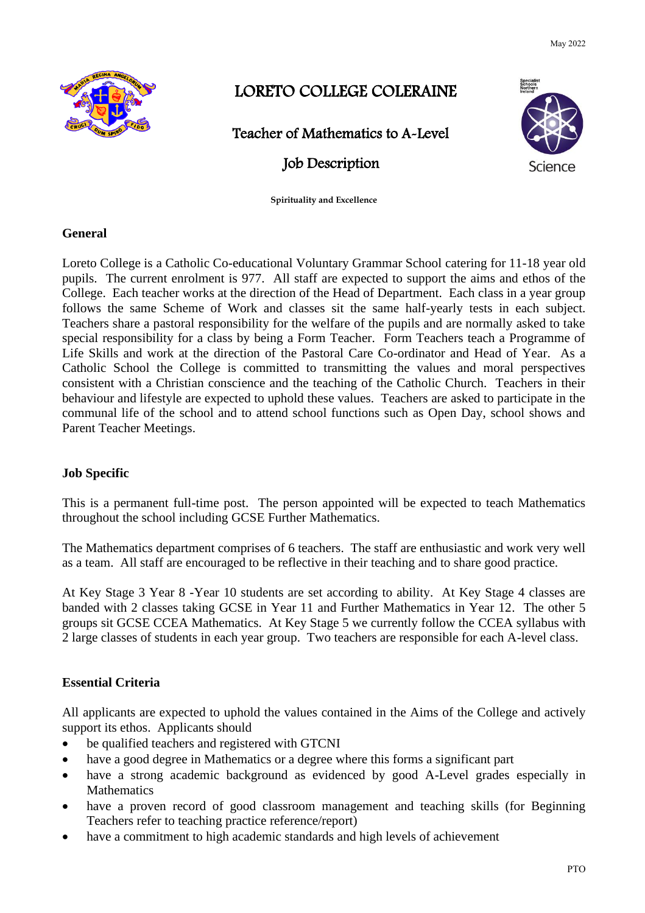May 2022

# LORETO COLLEGE COLERAINE

## Teacher of Mathematics to A-Level

## Job Description

**Spirituality and Excellence**

### General

Loreto College is a Catholic Co-educational Voluntary Grammar School catering for 11-18 year old pupils. The current enrolment is 977. All staff are expected to support the aims and ethos of the College. Each teacher works at the direction of the Head of Department. Each class in a year group follows the same Scheme of Work and classes sit the same half-yearly tests in each subject. Teachers share a pastoral responsibility for the welfare of the pupils and are normally asked to take special responsibility for a class by being a Form Teacher. Form Teachers teach a Programme of Life Skills and work at the direction of the Pastoral Care Co-ordinator and Head of Year. As a Catholic School the College is committed to transmitting the values and moral perspectives consistent with a Christian conscience and the teaching of the Catholic Church. Teachers in their behaviour and lifestyle are expected to uphold these values. Teachers are asked to participate in the communal life of the school and to attend school functions such as Open Day, school shows and Parent Teacher Meetings.

### Job Specific

This is a permanent full-time post. The person appointed will be expected to teach Mathematics throughout the school including GCSE Further Mathematics.

The Mathematics department comprises of 6 teachers. The staff are enthusiastic and work very well as a team. All staff are encouraged to be reflective in their teaching and to share good practice.

At Key Stage 3 Year 8 -Year 10 students are set according to ability. At Key Stage 4 classes are banded with 2 classes taking GCSE in Year 11 and Further Mathematics in Year 12. The other 5 groups sit GCSE CCEA Mathematics. At Key Stage 5 we currently follow the CCEA syllabus with 2 large classes of students in each year group. Two teachers are responsible for each A-level class.

### Essential Criteria

All applicants are expected to uphold the values contained in the Aims of the College and actively support its ethos. Applicants should

- be qualified teachers and registered with GTCNI
- have a good degree in Mathematics or a degree where this forms a significant part
- have a strong academic background as evidenced by good A-Level grades especially in Mathematics
- have a proven record of good classroom management and teaching skills (for Beginning Teachers refer to teaching practice reference/report)
- have a commitment to high academic standards and high levels of achievement

PTO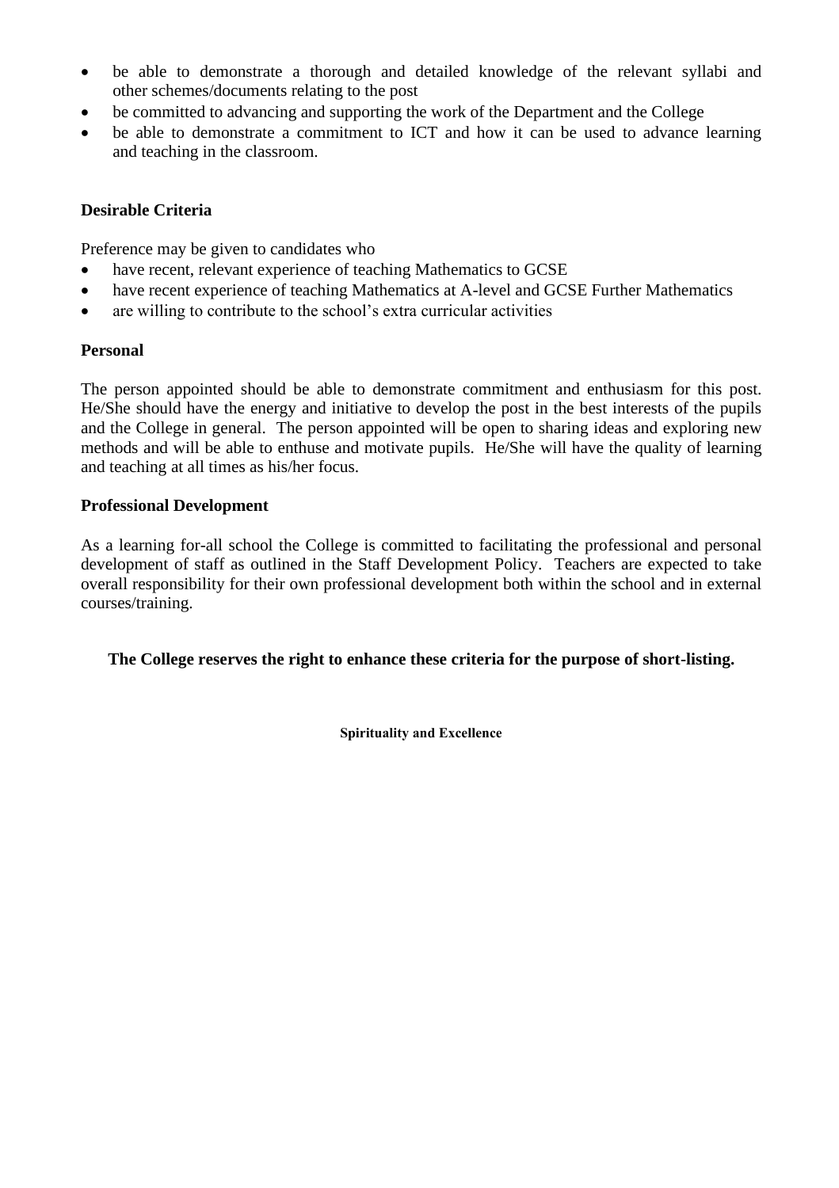- be able to demonstrate a thorough and detailed knowledge of the relevant syllabi and other schemes/documents relating to the post
- be committed to advancing and supporting the work of the Department and the College
- be able to demonstrate a commitment to ICT and how it can be used to advance learning and teaching in the classroom.

**Desirable Criteria**

Preference may be given to candidates who

- have recent, relevant experience of teaching Mathematics to GCSE
- have recent experience of teaching Mathematics at A-level and GCSE Further Mathematics
- are willing to contribute to the school's extra curricular activities

**Personal**

The person appointed should be able to demonstrate commitment and enthusiasm for this post. He/She should have the energy and initiative to develop the post in the best interests of the pupils and the College in general. The person appointed will be open to sharing ideas and exploring new methods and will be able to enthuse and motivate pupils. He/She will have the quality of learning and teaching at all times as his/her focus.

**Professional Development**

As a learning for-all school the College is committed to facilitating the professional and personal development of staff as outlined in the Staff Development Policy. Teachers are expected to take overall responsibility for their own professional development both within the school and in external courses/training.

**The College reserves the right to enhance these criteria for the purpose of short-listing.**

**Spirituality and Excellence**